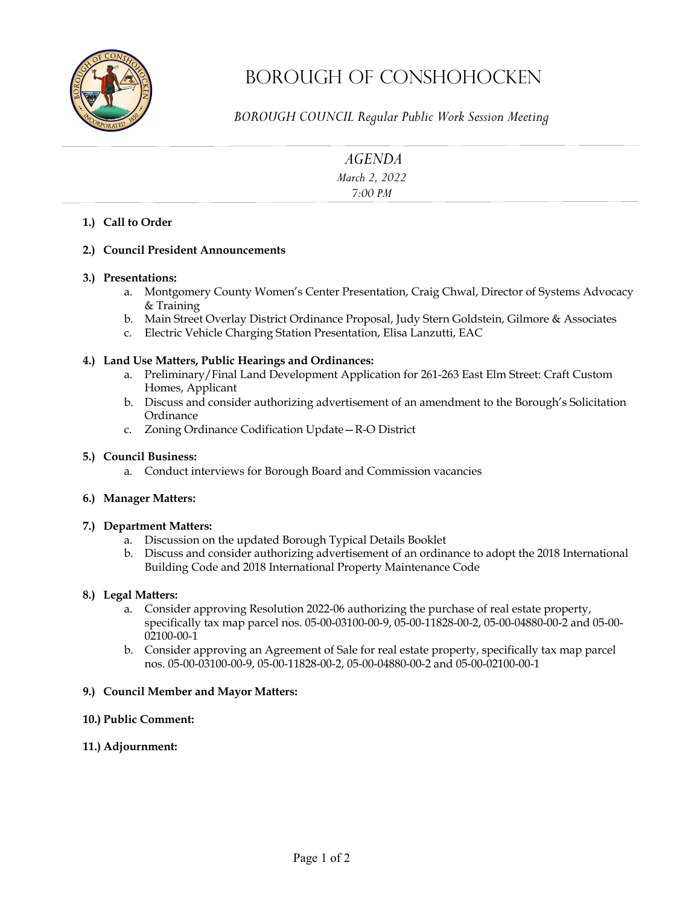# Borough of Conshohocken

*BOROUGH COUNCIL Regular Public Work Session Meeting*

## *AGENDA*

*March 2, 2022*

*7:00 PM*

**1.) Call to Order**

**2.) Council President Announcements**

**3.) Presentations:**

a. Montgomery County Women's Center Presentation, Craig Chwal, Director of Systems Advocacy & Training
b. Main Street Overlay District Ordinance Proposal, Judy Stern Goldstein, Gilmore & Associates
c. Electric Vehicle Charging Station Presentation, Elisa Lanzutti, EAC

**4.) Land Use Matters, Public Hearings and Ordinances:**

a. Preliminary/Final Land Development Application for 261-263 East Elm Street: Craft Custom Homes, Applicant
b. Discuss and consider authorizing advertisement of an amendment to the Borough's Solicitation Ordinance
c. Zoning Ordinance Codification Update—R-O District

**5.) Council Business:**

a. Conduct interviews for Borough Board and Commission vacancies

**6.) Manager Matters:**

**7.) Department Matters:**

a. Discussion on the updated Borough Typical Details Booklet
b. Discuss and consider authorizing advertisement of an ordinance to adopt the 2018 International Building Code and 2018 International Property Maintenance Code

**8.) Legal Matters:**

a. Consider approving Resolution 2022-06 authorizing the purchase of real estate property, specifically tax map parcel nos. 05-00-03100-00-9, 05-00-11828-00-2, 05-00-04880-00-2 and 05-00-02100-00-1
b. Consider approving an Agreement of Sale for real estate property, specifically tax map parcel nos. 05-00-03100-00-9, 05-00-11828-00-2, 05-00-04880-00-2 and 05-00-02100-00-1

**9.) Council Member and Mayor Matters:**

**10.) Public Comment:**

**11.) Adjournment:**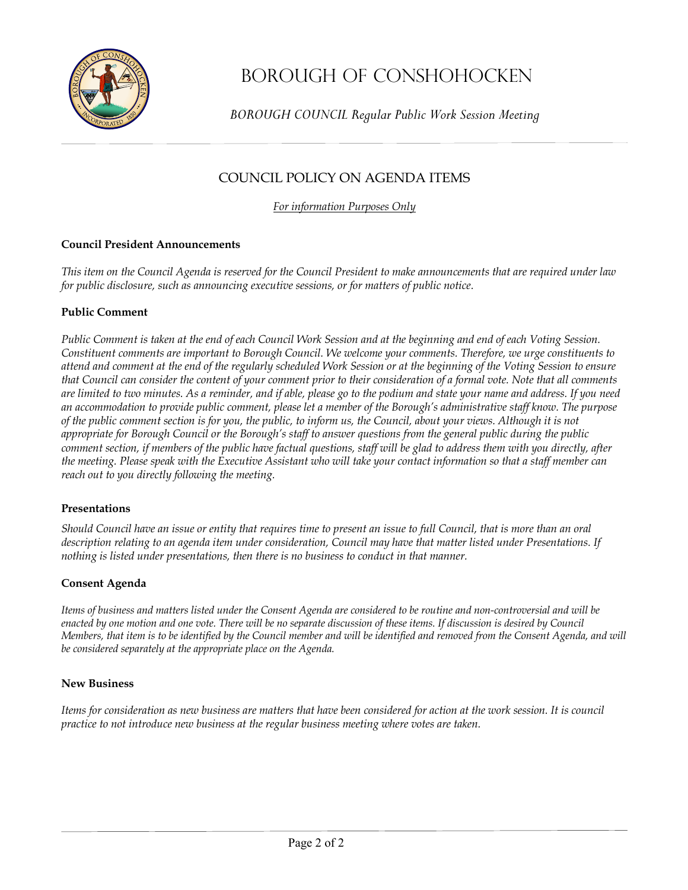# BOROUGH OF CONSHOHOCKEN

*BOROUGH COUNCIL Regular Public Work Session Meeting*

## COUNCIL POLICY ON AGENDA ITEMS

*For information Purposes Only*

**Council President Announcements**

*This item on the Council Agenda is reserved for the Council President to make announcements that are required under law for public disclosure, such as announcing executive sessions, or for matters of public notice.*

**Public Comment**

*Public Comment is taken at the end of each Council Work Session and at the beginning and end of each Voting Session. Constituent comments are important to Borough Council. We welcome your comments. Therefore, we urge constituents to attend and comment at the end of the regularly scheduled Work Session or at the beginning of the Voting Session to ensure that Council can consider the content of your comment prior to their consideration of a formal vote. Note that all comments are limited to two minutes. As a reminder, and if able, please go to the podium and state your name and address. If you need an accommodation to provide public comment, please let a member of the Borough's administrative staff know. The purpose of the public comment section is for you, the public, to inform us, the Council, about your views. Although it is not appropriate for Borough Council or the Borough's staff to answer questions from the general public during the public comment section, if members of the public have factual questions, staff will be glad to address them with you directly, after the meeting. Please speak with the Executive Assistant who will take your contact information so that a staff member can reach out to you directly following the meeting.*

**Presentations**

*Should Council have an issue or entity that requires time to present an issue to full Council, that is more than an oral description relating to an agenda item under consideration, Council may have that matter listed under Presentations. If nothing is listed under presentations, then there is no business to conduct in that manner.*

**Consent Agenda**

*Items of business and matters listed under the Consent Agenda are considered to be routine and non-controversial and will be enacted by one motion and one vote. There will be no separate discussion of these items. If discussion is desired by Council Members, that item is to be identified by the Council member and will be identified and removed from the Consent Agenda, and will be considered separately at the appropriate place on the Agenda.*

**New Business**

*Items for consideration as new business are matters that have been considered for action at the work session. It is council practice to not introduce new business at the regular business meeting where votes are taken.*